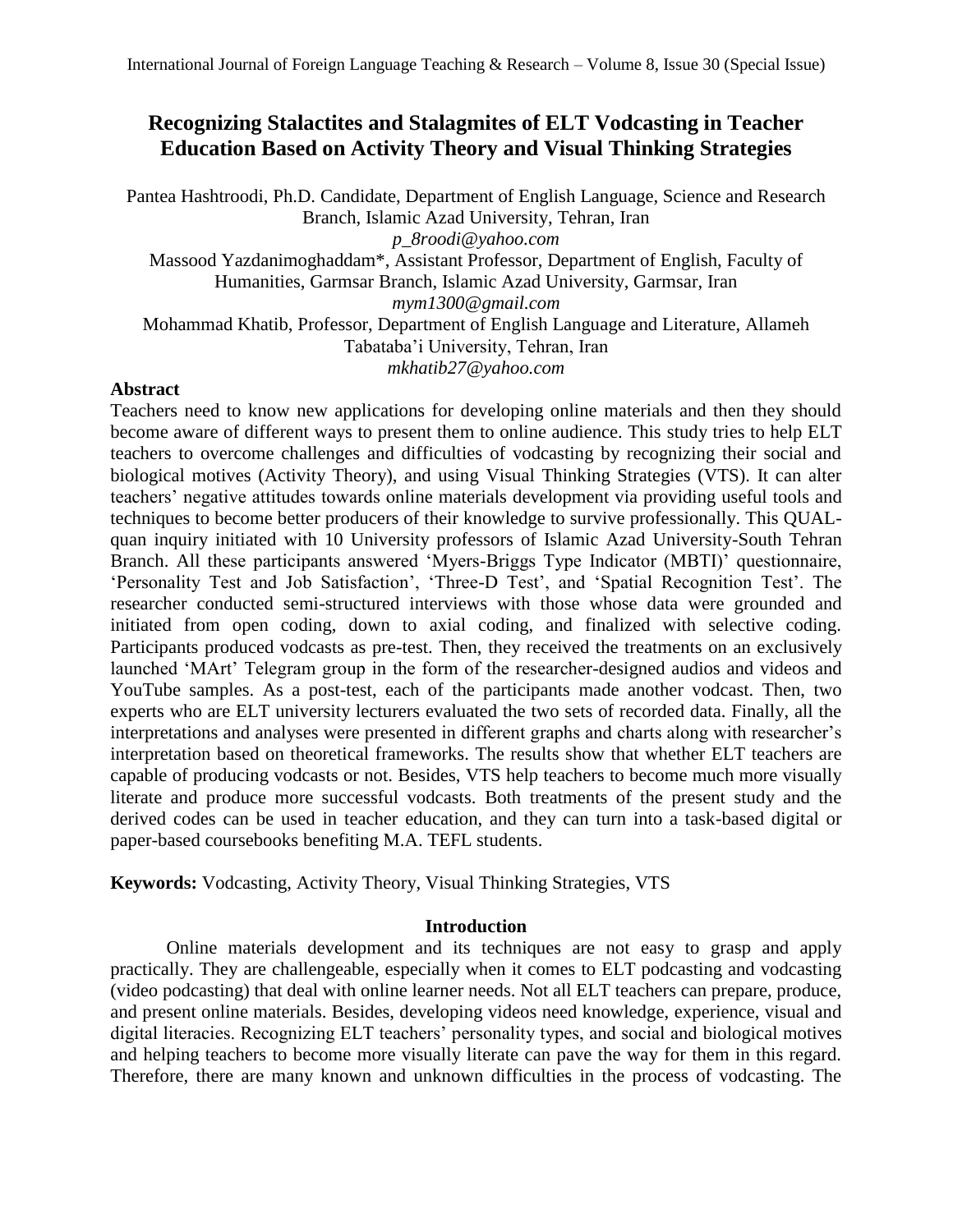# Recognizing Stalactites and Stalagmites of ELT Vodcasting in Teacher Education Based on Activity Theory and Visual Thinking Strategies

Pantea Hashtroodi, Ph.D. Candidate, Department of English Language, Science and Research Branch, Islamic Azad University, Tehran, Iran
*p_8roodi@yahoo.com*

Massood Yazdanimoghaddam*, Assistant Professor, Department of English, Faculty of Humanities, Garmsar Branch, Islamic Azad University, Garmsar, Iran
*mym1300@gmail.com*

Mohammad Khatib, Professor, Department of English Language and Literature, Allameh Tabataba'i University, Tehran, Iran
*mkhatib27@yahoo.com*

## Abstract

Teachers need to know new applications for developing online materials and then they should become aware of different ways to present them to online audience. This study tries to help ELT teachers to overcome challenges and difficulties of vodcasting by recognizing their social and biological motives (Activity Theory), and using Visual Thinking Strategies (VTS). It can alter teachers' negative attitudes towards online materials development via providing useful tools and techniques to become better producers of their knowledge to survive professionally. This QUAL-quan inquiry initiated with 10 University professors of Islamic Azad University-South Tehran Branch. All these participants answered 'Myers-Briggs Type Indicator (MBTI)' questionnaire, 'Personality Test and Job Satisfaction', 'Three-D Test', and 'Spatial Recognition Test'. The researcher conducted semi-structured interviews with those whose data were grounded and initiated from open coding, down to axial coding, and finalized with selective coding. Participants produced vodcasts as pre-test. Then, they received the treatments on an exclusively launched 'MArt' Telegram group in the form of the researcher-designed audios and videos and YouTube samples. As a post-test, each of the participants made another vodcast. Then, two experts who are ELT university lecturers evaluated the two sets of recorded data. Finally, all the interpretations and analyses were presented in different graphs and charts along with researcher's interpretation based on theoretical frameworks. The results show that whether ELT teachers are capable of producing vodcasts or not. Besides, VTS help teachers to become much more visually literate and produce more successful vodcasts. Both treatments of the present study and the derived codes can be used in teacher education, and they can turn into a task-based digital or paper-based coursebooks benefiting M.A. TEFL students.

**Keywords:** Vodcasting, Activity Theory, Visual Thinking Strategies, VTS

## Introduction

Online materials development and its techniques are not easy to grasp and apply practically. They are challengeable, especially when it comes to ELT podcasting and vodcasting (video podcasting) that deal with online learner needs. Not all ELT teachers can prepare, produce, and present online materials. Besides, developing videos need knowledge, experience, visual and digital literacies. Recognizing ELT teachers' personality types, and social and biological motives and helping teachers to become more visually literate can pave the way for them in this regard. Therefore, there are many known and unknown difficulties in the process of vodcasting. The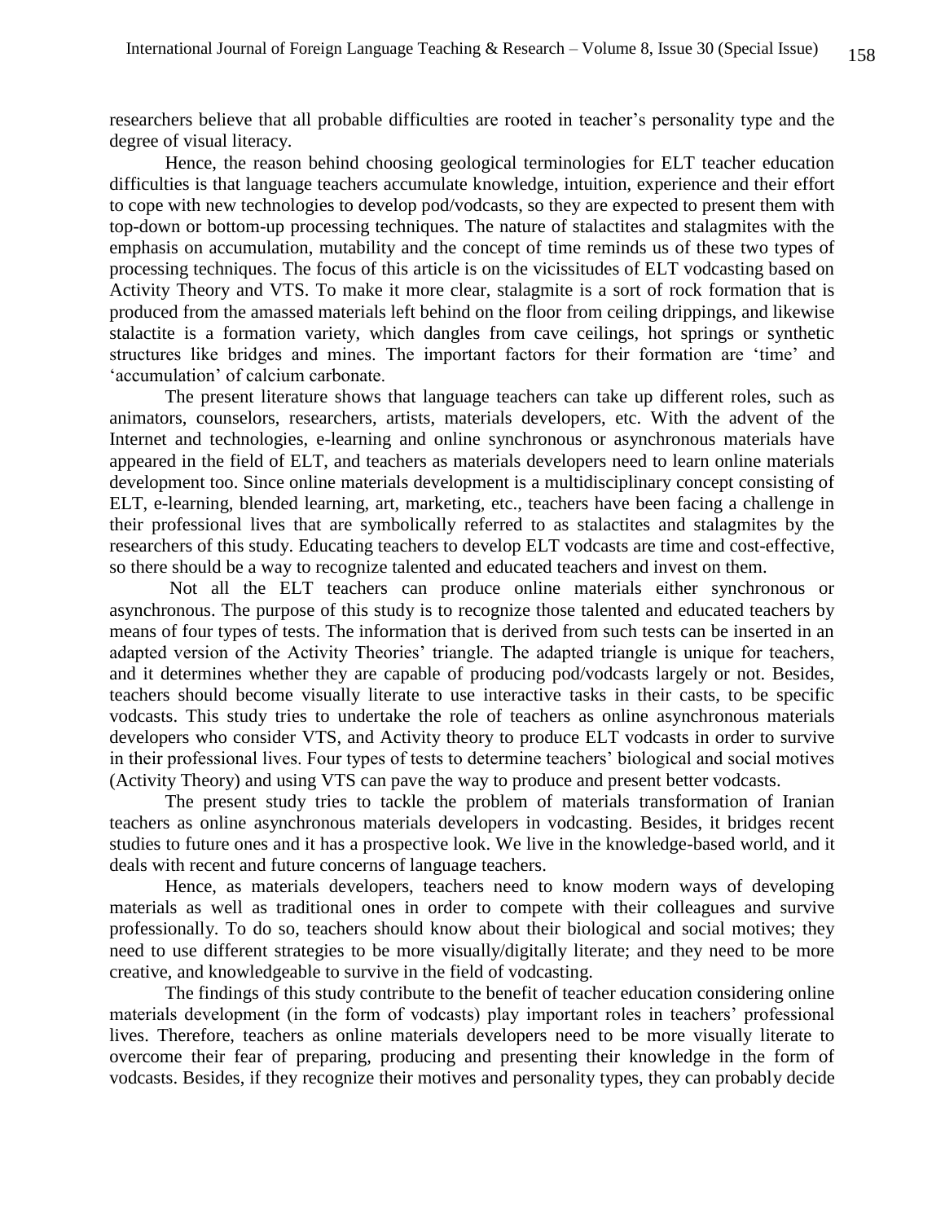researchers believe that all probable difficulties are rooted in teacher's personality type and the degree of visual literacy.

Hence, the reason behind choosing geological terminologies for ELT teacher education difficulties is that language teachers accumulate knowledge, intuition, experience and their effort to cope with new technologies to develop pod/vodcasts, so they are expected to present them with top-down or bottom-up processing techniques. The nature of stalactites and stalagmites with the emphasis on accumulation, mutability and the concept of time reminds us of these two types of processing techniques. The focus of this article is on the vicissitudes of ELT vodcasting based on Activity Theory and VTS. To make it more clear, stalagmite is a sort of rock formation that is produced from the amassed materials left behind on the floor from ceiling drippings, and likewise stalactite is a formation variety, which dangles from cave ceilings, hot springs or synthetic structures like bridges and mines. The important factors for their formation are 'time' and 'accumulation' of calcium carbonate.

The present literature shows that language teachers can take up different roles, such as animators, counselors, researchers, artists, materials developers, etc. With the advent of the Internet and technologies, e-learning and online synchronous or asynchronous materials have appeared in the field of ELT, and teachers as materials developers need to learn online materials development too. Since online materials development is a multidisciplinary concept consisting of ELT, e-learning, blended learning, art, marketing, etc., teachers have been facing a challenge in their professional lives that are symbolically referred to as stalactites and stalagmites by the researchers of this study. Educating teachers to develop ELT vodcasts are time and cost-effective, so there should be a way to recognize talented and educated teachers and invest on them.

Not all the ELT teachers can produce online materials either synchronous or asynchronous. The purpose of this study is to recognize those talented and educated teachers by means of four types of tests. The information that is derived from such tests can be inserted in an adapted version of the Activity Theories' triangle. The adapted triangle is unique for teachers, and it determines whether they are capable of producing pod/vodcasts largely or not. Besides, teachers should become visually literate to use interactive tasks in their casts, to be specific vodcasts. This study tries to undertake the role of teachers as online asynchronous materials developers who consider VTS, and Activity theory to produce ELT vodcasts in order to survive in their professional lives. Four types of tests to determine teachers' biological and social motives (Activity Theory) and using VTS can pave the way to produce and present better vodcasts.

The present study tries to tackle the problem of materials transformation of Iranian teachers as online asynchronous materials developers in vodcasting. Besides, it bridges recent studies to future ones and it has a prospective look. We live in the knowledge-based world, and it deals with recent and future concerns of language teachers.

Hence, as materials developers, teachers need to know modern ways of developing materials as well as traditional ones in order to compete with their colleagues and survive professionally. To do so, teachers should know about their biological and social motives; they need to use different strategies to be more visually/digitally literate; and they need to be more creative, and knowledgeable to survive in the field of vodcasting.

The findings of this study contribute to the benefit of teacher education considering online materials development (in the form of vodcasts) play important roles in teachers' professional lives. Therefore, teachers as online materials developers need to be more visually literate to overcome their fear of preparing, producing and presenting their knowledge in the form of vodcasts. Besides, if they recognize their motives and personality types, they can probably decide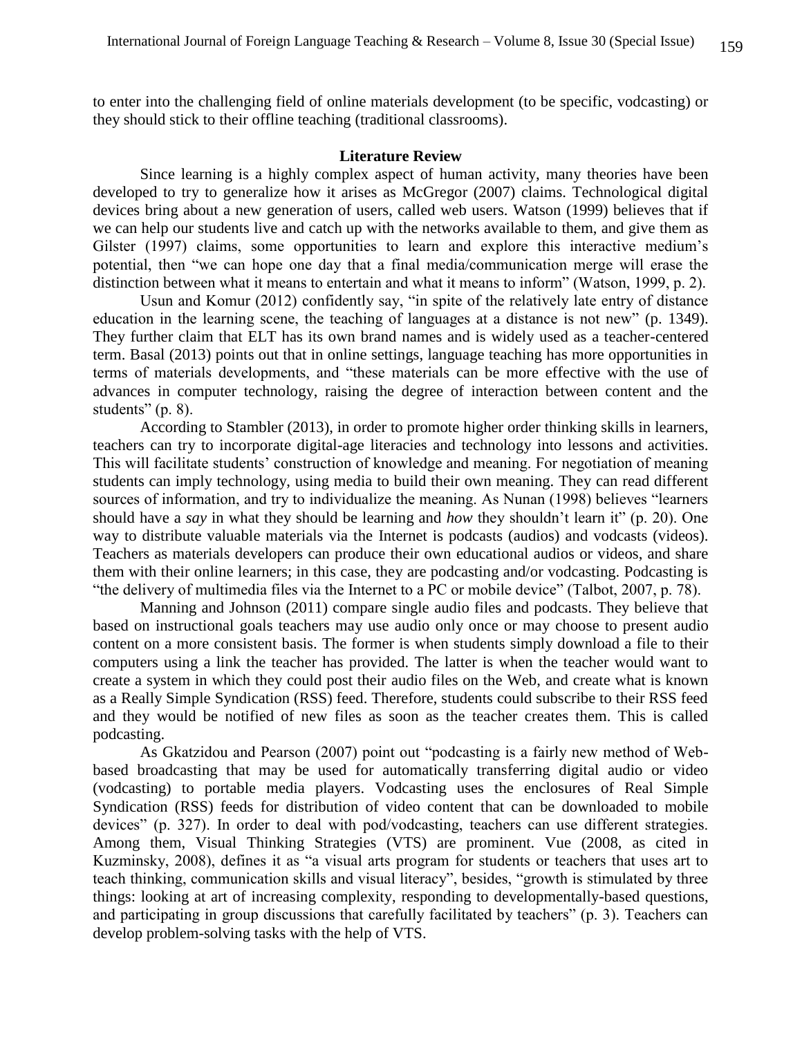to enter into the challenging field of online materials development (to be specific, vodcasting) or they should stick to their offline teaching (traditional classrooms).

## Literature Review

Since learning is a highly complex aspect of human activity, many theories have been developed to try to generalize how it arises as McGregor (2007) claims. Technological digital devices bring about a new generation of users, called web users. Watson (1999) believes that if we can help our students live and catch up with the networks available to them, and give them as Gilster (1997) claims, some opportunities to learn and explore this interactive medium's potential, then "we can hope one day that a final media/communication merge will erase the distinction between what it means to entertain and what it means to inform" (Watson, 1999, p. 2).

Usun and Komur (2012) confidently say, "in spite of the relatively late entry of distance education in the learning scene, the teaching of languages at a distance is not new" (p. 1349). They further claim that ELT has its own brand names and is widely used as a teacher-centered term. Basal (2013) points out that in online settings, language teaching has more opportunities in terms of materials developments, and "these materials can be more effective with the use of advances in computer technology, raising the degree of interaction between content and the students" (p. 8).

According to Stambler (2013), in order to promote higher order thinking skills in learners, teachers can try to incorporate digital-age literacies and technology into lessons and activities. This will facilitate students' construction of knowledge and meaning. For negotiation of meaning students can imply technology, using media to build their own meaning. They can read different sources of information, and try to individualize the meaning. As Nunan (1998) believes "learners should have a *say* in what they should be learning and *how* they shouldn't learn it" (p. 20). One way to distribute valuable materials via the Internet is podcasts (audios) and vodcasts (videos). Teachers as materials developers can produce their own educational audios or videos, and share them with their online learners; in this case, they are podcasting and/or vodcasting. Podcasting is "the delivery of multimedia files via the Internet to a PC or mobile device" (Talbot, 2007, p. 78).

Manning and Johnson (2011) compare single audio files and podcasts. They believe that based on instructional goals teachers may use audio only once or may choose to present audio content on a more consistent basis. The former is when students simply download a file to their computers using a link the teacher has provided. The latter is when the teacher would want to create a system in which they could post their audio files on the Web, and create what is known as a Really Simple Syndication (RSS) feed. Therefore, students could subscribe to their RSS feed and they would be notified of new files as soon as the teacher creates them. This is called podcasting.

As Gkatzidou and Pearson (2007) point out "podcasting is a fairly new method of Web-based broadcasting that may be used for automatically transferring digital audio or video (vodcasting) to portable media players. Vodcasting uses the enclosures of Real Simple Syndication (RSS) feeds for distribution of video content that can be downloaded to mobile devices" (p. 327). In order to deal with pod/vodcasting, teachers can use different strategies. Among them, Visual Thinking Strategies (VTS) are prominent. Vue (2008, as cited in Kuzminsky, 2008), defines it as "a visual arts program for students or teachers that uses art to teach thinking, communication skills and visual literacy", besides, "growth is stimulated by three things: looking at art of increasing complexity, responding to developmentally-based questions, and participating in group discussions that carefully facilitated by teachers" (p. 3). Teachers can develop problem-solving tasks with the help of VTS.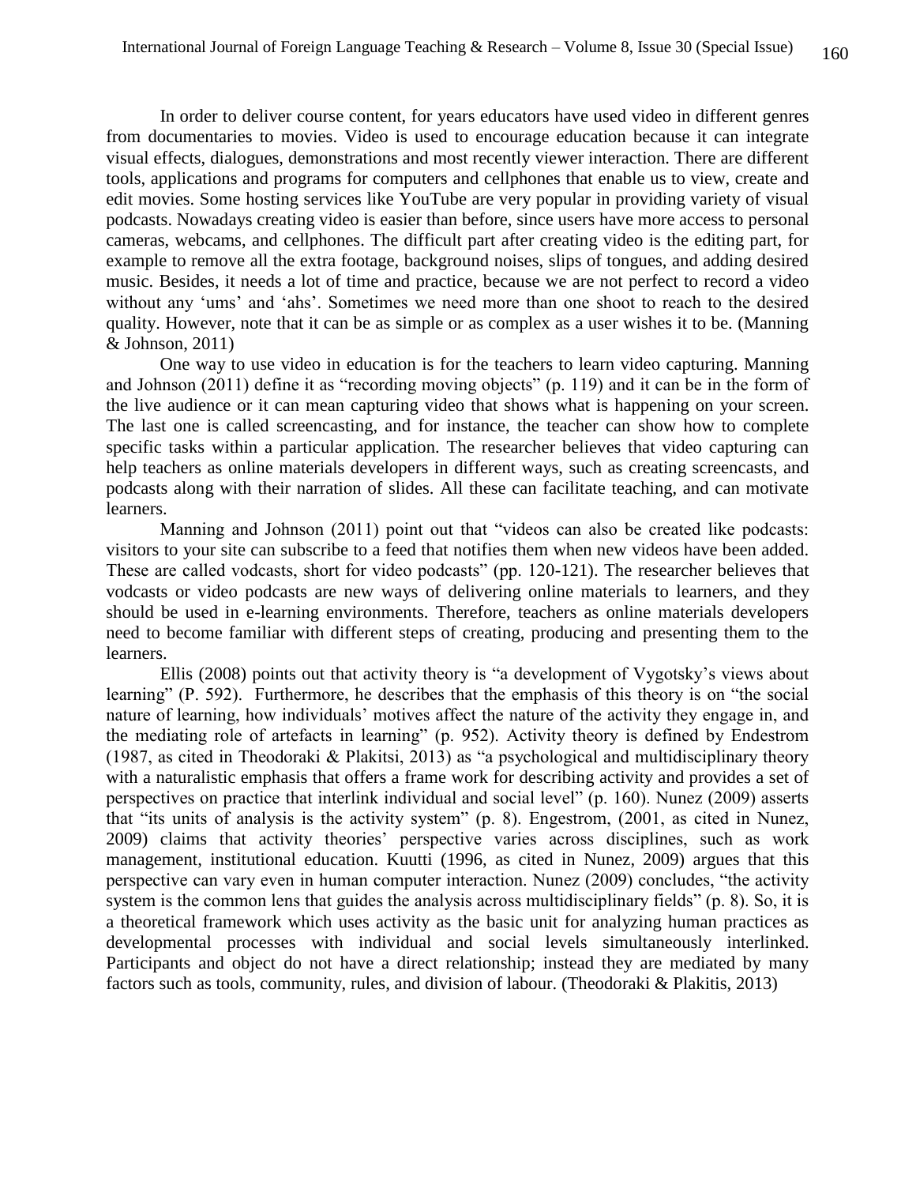In order to deliver course content, for years educators have used video in different genres from documentaries to movies. Video is used to encourage education because it can integrate visual effects, dialogues, demonstrations and most recently viewer interaction. There are different tools, applications and programs for computers and cellphones that enable us to view, create and edit movies. Some hosting services like YouTube are very popular in providing variety of visual podcasts. Nowadays creating video is easier than before, since users have more access to personal cameras, webcams, and cellphones. The difficult part after creating video is the editing part, for example to remove all the extra footage, background noises, slips of tongues, and adding desired music. Besides, it needs a lot of time and practice, because we are not perfect to record a video without any 'ums' and 'ahs'. Sometimes we need more than one shoot to reach to the desired quality. However, note that it can be as simple or as complex as a user wishes it to be. (Manning & Johnson, 2011)

One way to use video in education is for the teachers to learn video capturing. Manning and Johnson (2011) define it as "recording moving objects" (p. 119) and it can be in the form of the live audience or it can mean capturing video that shows what is happening on your screen. The last one is called screencasting, and for instance, the teacher can show how to complete specific tasks within a particular application. The researcher believes that video capturing can help teachers as online materials developers in different ways, such as creating screencasts, and podcasts along with their narration of slides. All these can facilitate teaching, and can motivate learners.

Manning and Johnson (2011) point out that "videos can also be created like podcasts: visitors to your site can subscribe to a feed that notifies them when new videos have been added. These are called vodcasts, short for video podcasts" (pp. 120-121). The researcher believes that vodcasts or video podcasts are new ways of delivering online materials to learners, and they should be used in e-learning environments. Therefore, teachers as online materials developers need to become familiar with different steps of creating, producing and presenting them to the learners.

Ellis (2008) points out that activity theory is "a development of Vygotsky's views about learning" (P. 592). Furthermore, he describes that the emphasis of this theory is on "the social nature of learning, how individuals' motives affect the nature of the activity they engage in, and the mediating role of artefacts in learning" (p. 952). Activity theory is defined by Endestrom (1987, as cited in Theodoraki & Plakitsi, 2013) as "a psychological and multidisciplinary theory with a naturalistic emphasis that offers a frame work for describing activity and provides a set of perspectives on practice that interlink individual and social level" (p. 160). Nunez (2009) asserts that "its units of analysis is the activity system" (p. 8). Engestrom, (2001, as cited in Nunez, 2009) claims that activity theories' perspective varies across disciplines, such as work management, institutional education. Kuutti (1996, as cited in Nunez, 2009) argues that this perspective can vary even in human computer interaction. Nunez (2009) concludes, "the activity system is the common lens that guides the analysis across multidisciplinary fields" (p. 8). So, it is a theoretical framework which uses activity as the basic unit for analyzing human practices as developmental processes with individual and social levels simultaneously interlinked. Participants and object do not have a direct relationship; instead they are mediated by many factors such as tools, community, rules, and division of labour. (Theodoraki & Plakitis, 2013)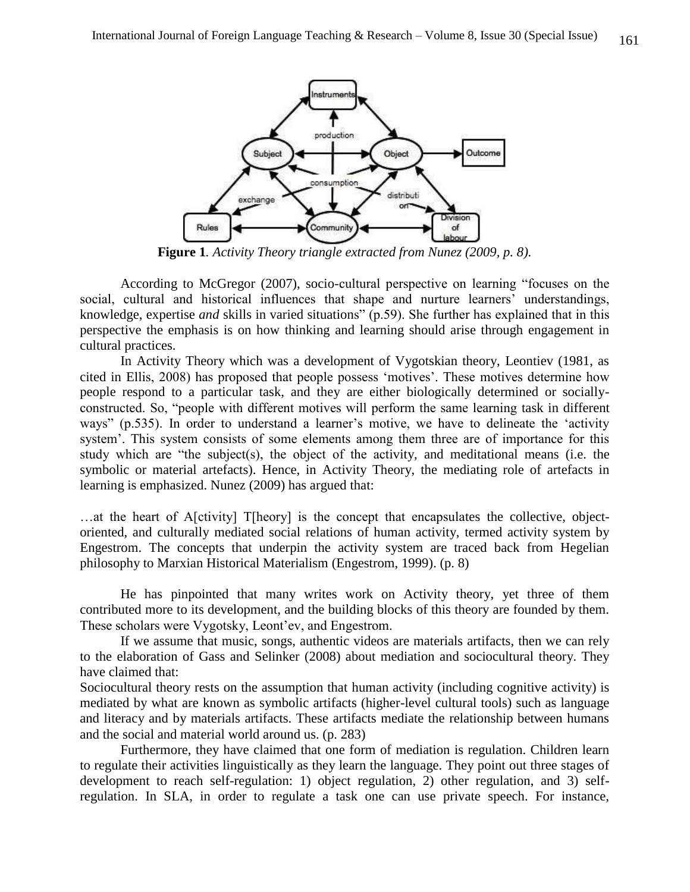Instruments

production

Subject

Object

Outcome

consumption

exchange

distributi
on

Rules

Community

Division
of
labour

**Figure 1**. *Activity Theory triangle extracted from Nunez (2009, p. 8).*

According to McGregor (2007), socio-cultural perspective on learning "focuses on the social, cultural and historical influences that shape and nurture learners' understandings, knowledge, expertise *and* skills in varied situations" (p.59). She further has explained that in this perspective the emphasis is on how thinking and learning should arise through engagement in cultural practices.

In Activity Theory which was a development of Vygotskian theory, Leontiev (1981, as cited in Ellis, 2008) has proposed that people possess 'motives'. These motives determine how people respond to a particular task, and they are either biologically determined or socially-constructed. So, "people with different motives will perform the same learning task in different ways" (p.535). In order to understand a learner's motive, we have to delineate the 'activity system'. This system consists of some elements among them three are of importance for this study which are "the subject(s), the object of the activity, and meditational means (i.e. the symbolic or material artefacts). Hence, in Activity Theory, the mediating role of artefacts in learning is emphasized. Nunez (2009) has argued that:

…at the heart of A[ctivity] T[heory] is the concept that encapsulates the collective, object-oriented, and culturally mediated social relations of human activity, termed activity system by Engestrom. The concepts that underpin the activity system are traced back from Hegelian philosophy to Marxian Historical Materialism (Engestrom, 1999). (p. 8)

He has pinpointed that many writes work on Activity theory, yet three of them contributed more to its development, and the building blocks of this theory are founded by them. These scholars were Vygotsky, Leont'ev, and Engestrom.

If we assume that music, songs, authentic videos are materials artifacts, then we can rely to the elaboration of Gass and Selinker (2008) about mediation and sociocultural theory. They have claimed that:

Sociocultural theory rests on the assumption that human activity (including cognitive activity) is mediated by what are known as symbolic artifacts (higher-level cultural tools) such as language and literacy and by materials artifacts. These artifacts mediate the relationship between humans and the social and material world around us. (p. 283)

Furthermore, they have claimed that one form of mediation is regulation. Children learn to regulate their activities linguistically as they learn the language. They point out three stages of development to reach self-regulation: 1) object regulation, 2) other regulation, and 3) self-regulation. In SLA, in order to regulate a task one can use private speech. For instance,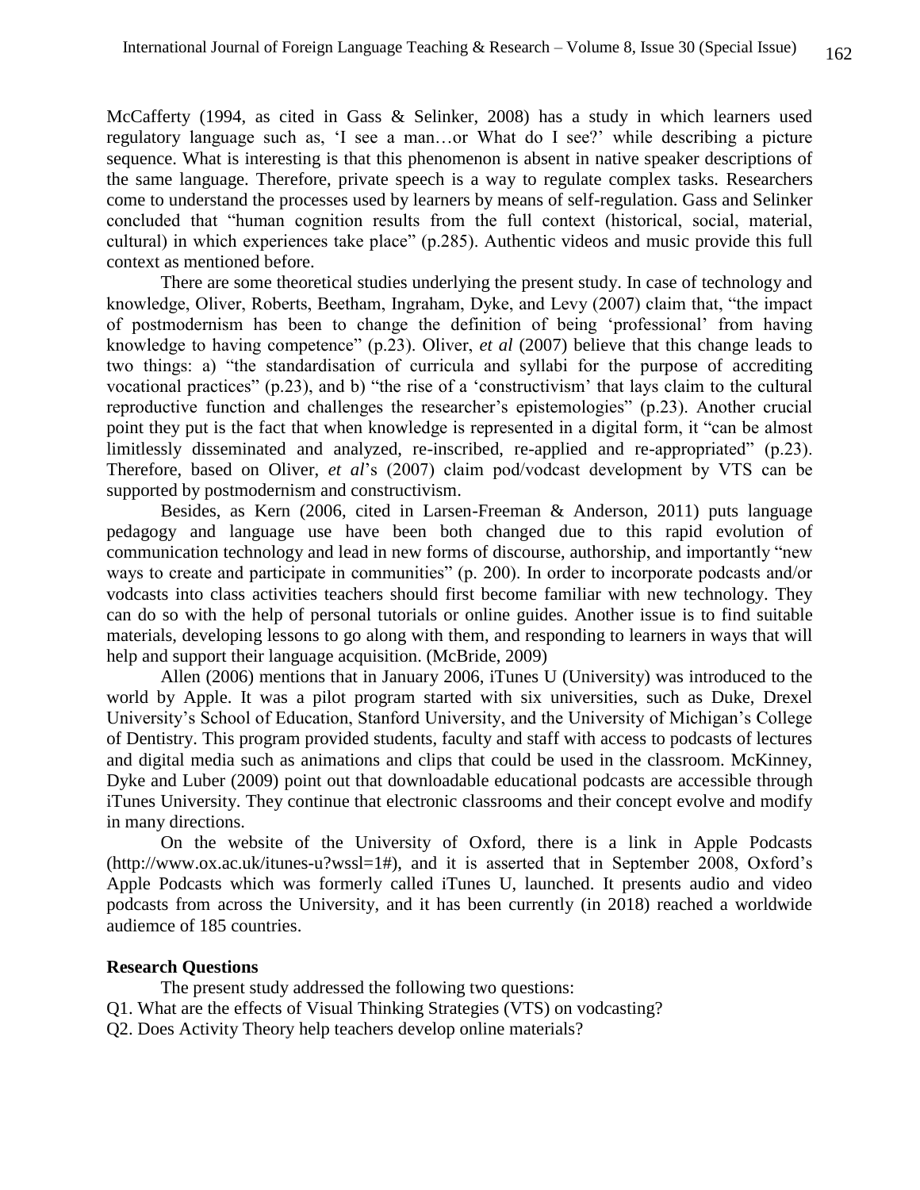McCafferty (1994, as cited in Gass & Selinker, 2008) has a study in which learners used regulatory language such as, 'I see a man…or What do I see?' while describing a picture sequence. What is interesting is that this phenomenon is absent in native speaker descriptions of the same language. Therefore, private speech is a way to regulate complex tasks. Researchers come to understand the processes used by learners by means of self-regulation. Gass and Selinker concluded that "human cognition results from the full context (historical, social, material, cultural) in which experiences take place" (p.285). Authentic videos and music provide this full context as mentioned before.

There are some theoretical studies underlying the present study. In case of technology and knowledge, Oliver, Roberts, Beetham, Ingraham, Dyke, and Levy (2007) claim that, "the impact of postmodernism has been to change the definition of being 'professional' from having knowledge to having competence" (p.23). Oliver, *et al* (2007) believe that this change leads to two things: a) "the standardisation of curricula and syllabi for the purpose of accrediting vocational practices" (p.23), and b) "the rise of a 'constructivism' that lays claim to the cultural reproductive function and challenges the researcher's epistemologies" (p.23). Another crucial point they put is the fact that when knowledge is represented in a digital form, it "can be almost limitlessly disseminated and analyzed, re-inscribed, re-applied and re-appropriated" (p.23). Therefore, based on Oliver, *et al*'s (2007) claim pod/vodcast development by VTS can be supported by postmodernism and constructivism.

Besides, as Kern (2006, cited in Larsen-Freeman & Anderson, 2011) puts language pedagogy and language use have been both changed due to this rapid evolution of communication technology and lead in new forms of discourse, authorship, and importantly "new ways to create and participate in communities" (p. 200). In order to incorporate podcasts and/or vodcasts into class activities teachers should first become familiar with new technology. They can do so with the help of personal tutorials or online guides. Another issue is to find suitable materials, developing lessons to go along with them, and responding to learners in ways that will help and support their language acquisition. (McBride, 2009)

Allen (2006) mentions that in January 2006, iTunes U (University) was introduced to the world by Apple. It was a pilot program started with six universities, such as Duke, Drexel University's School of Education, Stanford University, and the University of Michigan's College of Dentistry. This program provided students, faculty and staff with access to podcasts of lectures and digital media such as animations and clips that could be used in the classroom. McKinney, Dyke and Luber (2009) point out that downloadable educational podcasts are accessible through iTunes University. They continue that electronic classrooms and their concept evolve and modify in many directions.

On the website of the University of Oxford, there is a link in Apple Podcasts (http://www.ox.ac.uk/itunes-u?wssl=1#), and it is asserted that in September 2008, Oxford's Apple Podcasts which was formerly called iTunes U, launched. It presents audio and video podcasts from across the University, and it has been currently (in 2018) reached a worldwide audiemce of 185 countries.

**Research Questions**

The present study addressed the following two questions:

Q1. What are the effects of Visual Thinking Strategies (VTS) on vodcasting?

Q2. Does Activity Theory help teachers develop online materials?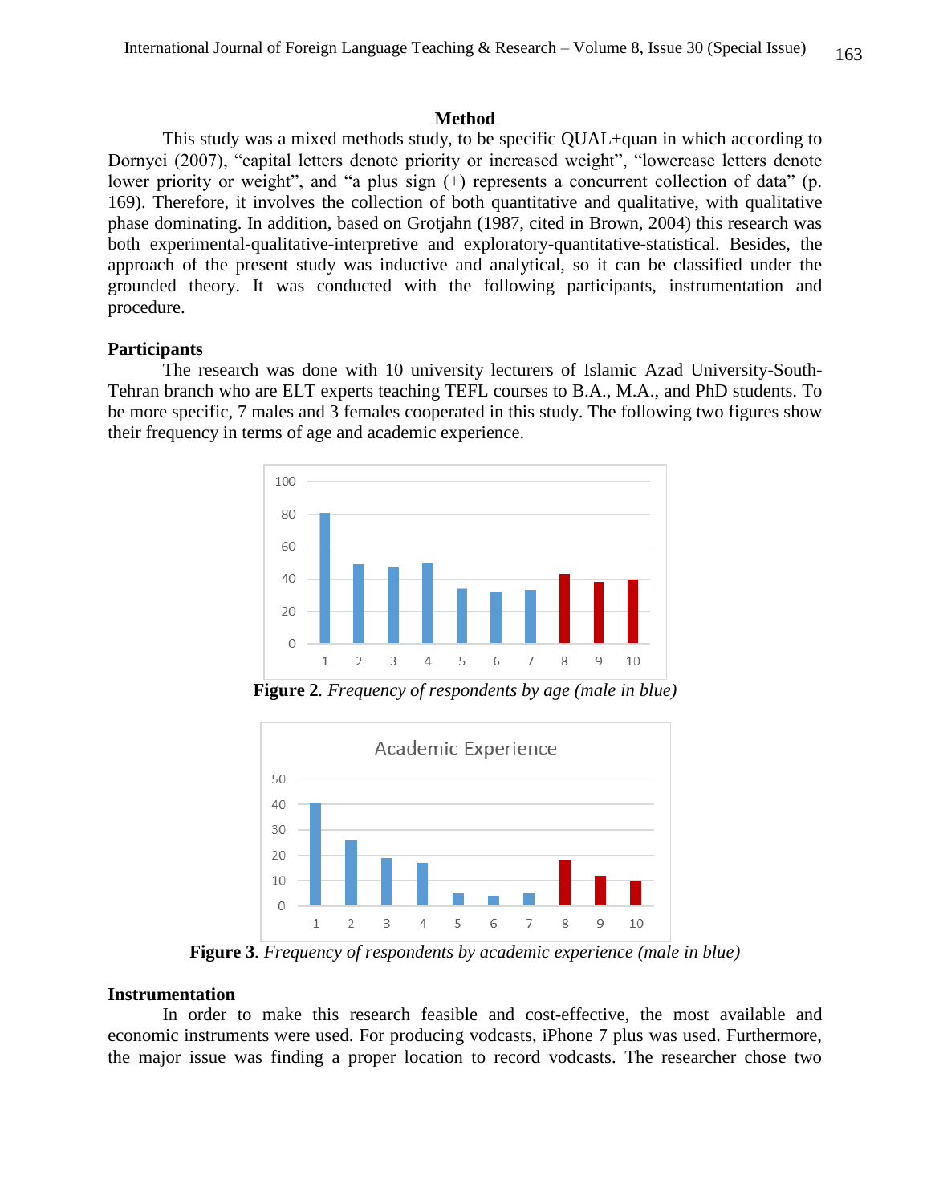## Method

This study was a mixed methods study, to be specific QUAL+quan in which according to Dornyei (2007), "capital letters denote priority or increased weight", "lowercase letters denote lower priority or weight", and "a plus sign (+) represents a concurrent collection of data" (p. 169). Therefore, it involves the collection of both quantitative and qualitative, with qualitative phase dominating. In addition, based on Grotjahn (1987, cited in Brown, 2004) this research was both experimental-qualitative-interpretive and exploratory-quantitative-statistical. Besides, the approach of the present study was inductive and analytical, so it can be classified under the grounded theory. It was conducted with the following participants, instrumentation and procedure.

### Participants

The research was done with 10 university lecturers of Islamic Azad University-South-Tehran branch who are ELT experts teaching TEFL courses to B.A., M.A., and PhD students. To be more specific, 7 males and 3 females cooperated in this study. The following two figures show their frequency in terms of age and academic experience.

100
80
60
40
20
0
1 2 3 4 5 6 7 8 9 10

**Figure 2**. *Frequency of respondents by age (male in blue)*

Academic Experience
50
40
30
20
10
0
1 2 3 4 5 6 7 8 9 10

**Figure 3**. *Frequency of respondents by academic experience (male in blue)*

### Instrumentation

In order to make this research feasible and cost-effective, the most available and economic instruments were used. For producing vodcasts, iPhone 7 plus was used. Furthermore, the major issue was finding a proper location to record vodcasts. The researcher chose two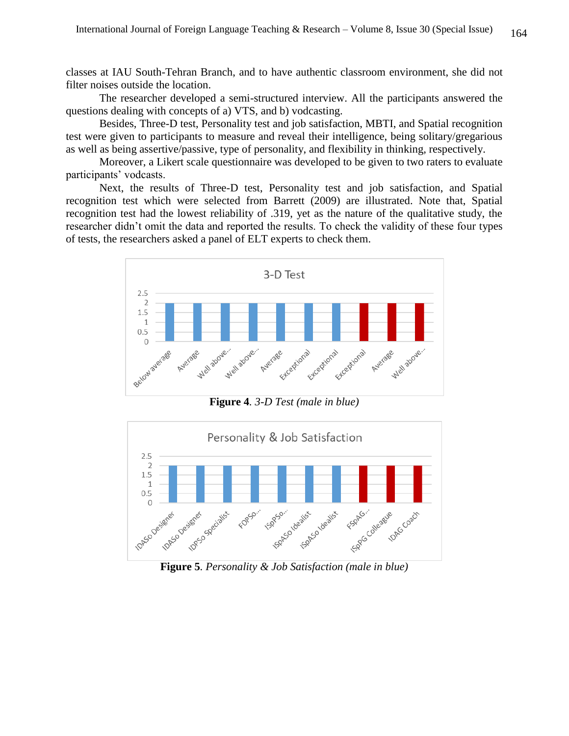classes at IAU South-Tehran Branch, and to have authentic classroom environment, she did not filter noises outside the location.

The researcher developed a semi-structured interview. All the participants answered the questions dealing with concepts of a) VTS, and b) vodcasting.

Besides, Three-D test, Personality test and job satisfaction, MBTI, and Spatial recognition test were given to participants to measure and reveal their intelligence, being solitary/gregarious as well as being assertive/passive, type of personality, and flexibility in thinking, respectively.

Moreover, a Likert scale questionnaire was developed to be given to two raters to evaluate participants' vodcasts.

Next, the results of Three-D test, Personality test and job satisfaction, and Spatial recognition test which were selected from Barrett (2009) are illustrated. Note that, Spatial recognition test had the lowest reliability of .319, yet as the nature of the qualitative study, the researcher didn't omit the data and reported the results. To check the validity of these four types of tests, the researchers asked a panel of ELT experts to check them.

3-D Test

2.5
2
1.5
1
0.5
0

Below average
Average
Well above...
Well above...
Average
Exceptional
Exceptional
Exceptional
Average
Well above...

**Figure 4**. *3-D Test (male in blue)*

Personality & Job Satisfaction

2.5
2
1.5
1
0.5
0

IDASo Designer
IDASo Designer
IDPSo Specialist
FDPSo...
ISpPSo...
ISpASo Idealist
ISpASo Idealist
FSpAG...
ISpPG Colleague
IDAG Coach

**Figure 5**. *Personality & Job Satisfaction (male in blue)*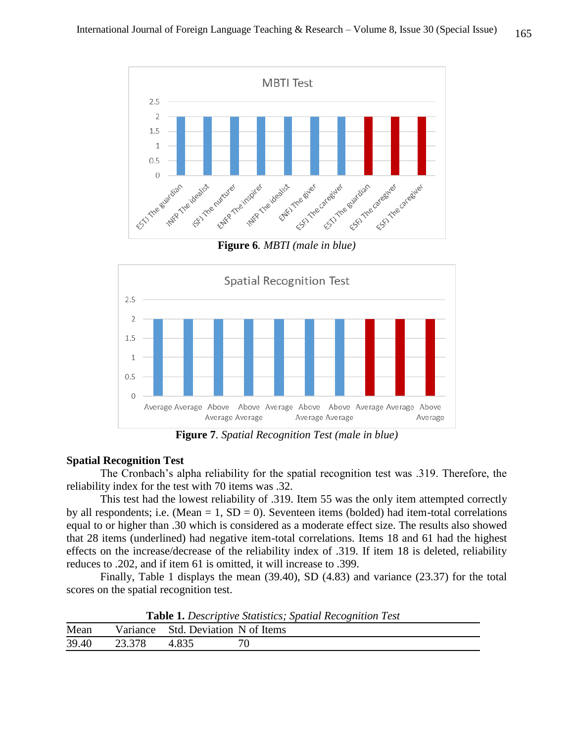MBTI Test

2.5
2
1.5
1
0.5
0

ESTJ The guardian
INFP The idealist
ISFJ The nurturer
ENFP The inspirer
INFP The idealist
ENFJ The giver
ESFJ The caregiver
ESTJ The guardian
ESFJ The caregiver
ESFJ The caregiver

**Figure 6**. *MBTI (male in blue)*

Spatial Recognition Test

2.5
2
1.5
1
0.5
0

Average
Average
Above Average
Above Average
Average
Above Average
Above Average
Average
Average
Above Average

**Figure 7**. *Spatial Recognition Test (male in blue)*

**Spatial Recognition Test**

The Cronbach's alpha reliability for the spatial recognition test was .319. Therefore, the reliability index for the test with 70 items was .32.

This test had the lowest reliability of .319. Item 55 was the only item attempted correctly by all respondents; i.e. (Mean = 1, SD = 0). Seventeen items (bolded) had item-total correlations equal to or higher than .30 which is considered as a moderate effect size. The results also showed that 28 items (underlined) had negative item-total correlations. Items 18 and 61 had the highest effects on the increase/decrease of the reliability index of .319. If item 18 is deleted, reliability reduces to .202, and if item 61 is omitted, it will increase to .399.

Finally, Table 1 displays the mean (39.40), SD (4.83) and variance (23.37) for the total scores on the spatial recognition test.

**Table 1.** *Descriptive Statistics; Spatial Recognition Test*

| Mean | Variance | Std. Deviation | N of Items |
|---|---|---|---|
| 39.40 | 23.378 | 4.835 | 70 |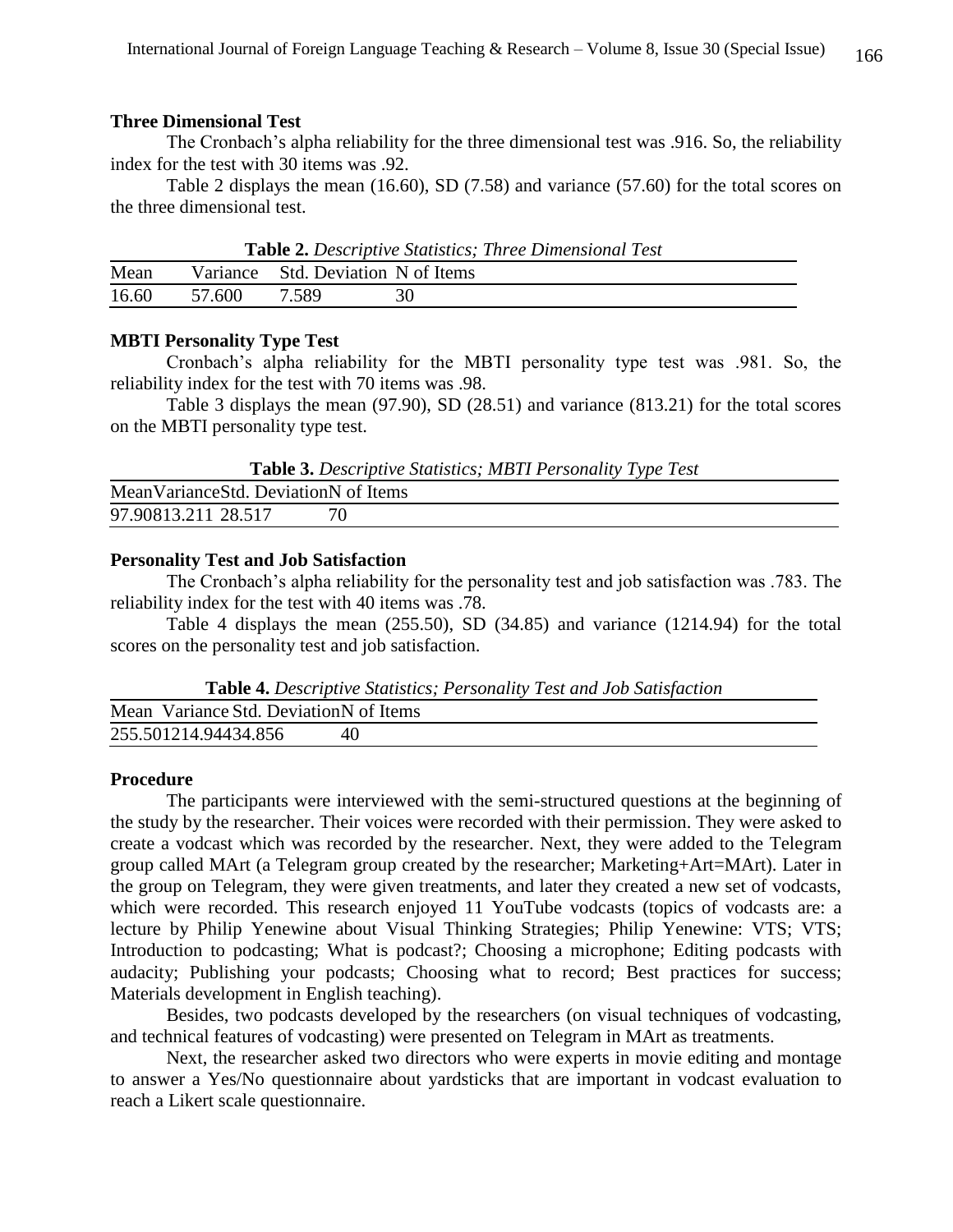### Three Dimensional Test

The Cronbach's alpha reliability for the three dimensional test was .916. So, the reliability index for the test with 30 items was .92.

Table 2 displays the mean (16.60), SD (7.58) and variance (57.60) for the total scores on the three dimensional test.

**Table 2.** *Descriptive Statistics; Three Dimensional Test*

| Mean | Variance | Std. Deviation | N of Items |
|---|---|---|---|
| 16.60 | 57.600 | 7.589 | 30 |

### MBTI Personality Type Test

Cronbach's alpha reliability for the MBTI personality type test was .981. So, the reliability index for the test with 70 items was .98.

Table 3 displays the mean (97.90), SD (28.51) and variance (813.21) for the total scores on the MBTI personality type test.

**Table 3.** *Descriptive Statistics; MBTI Personality Type Test*

| Mean | Variance | Std. Deviation | N of Items |
|---|---|---|---|
| 97.90 | 813.211 | 28.517 | 70 |

### Personality Test and Job Satisfaction

The Cronbach's alpha reliability for the personality test and job satisfaction was .783. The reliability index for the test with 40 items was .78.

Table 4 displays the mean (255.50), SD (34.85) and variance (1214.94) for the total scores on the personality test and job satisfaction.

**Table 4.** *Descriptive Statistics; Personality Test and Job Satisfaction*

| Mean | Variance | Std. Deviation | N of Items |
|---|---|---|---|
| 255.50 | 1214.944 | 34.856 | 40 |

### Procedure

The participants were interviewed with the semi-structured questions at the beginning of the study by the researcher. Their voices were recorded with their permission. They were asked to create a vodcast which was recorded by the researcher. Next, they were added to the Telegram group called MArt (a Telegram group created by the researcher; Marketing+Art=MArt). Later in the group on Telegram, they were given treatments, and later they created a new set of vodcasts, which were recorded. This research enjoyed 11 YouTube vodcasts (topics of vodcasts are: a lecture by Philip Yenewine about Visual Thinking Strategies; Philip Yenewine: VTS; VTS; Introduction to podcasting; What is podcast?; Choosing a microphone; Editing podcasts with audacity; Publishing your podcasts; Choosing what to record; Best practices for success; Materials development in English teaching).

Besides, two podcasts developed by the researchers (on visual techniques of vodcasting, and technical features of vodcasting) were presented on Telegram in MArt as treatments.

Next, the researcher asked two directors who were experts in movie editing and montage to answer a Yes/No questionnaire about yardsticks that are important in vodcast evaluation to reach a Likert scale questionnaire.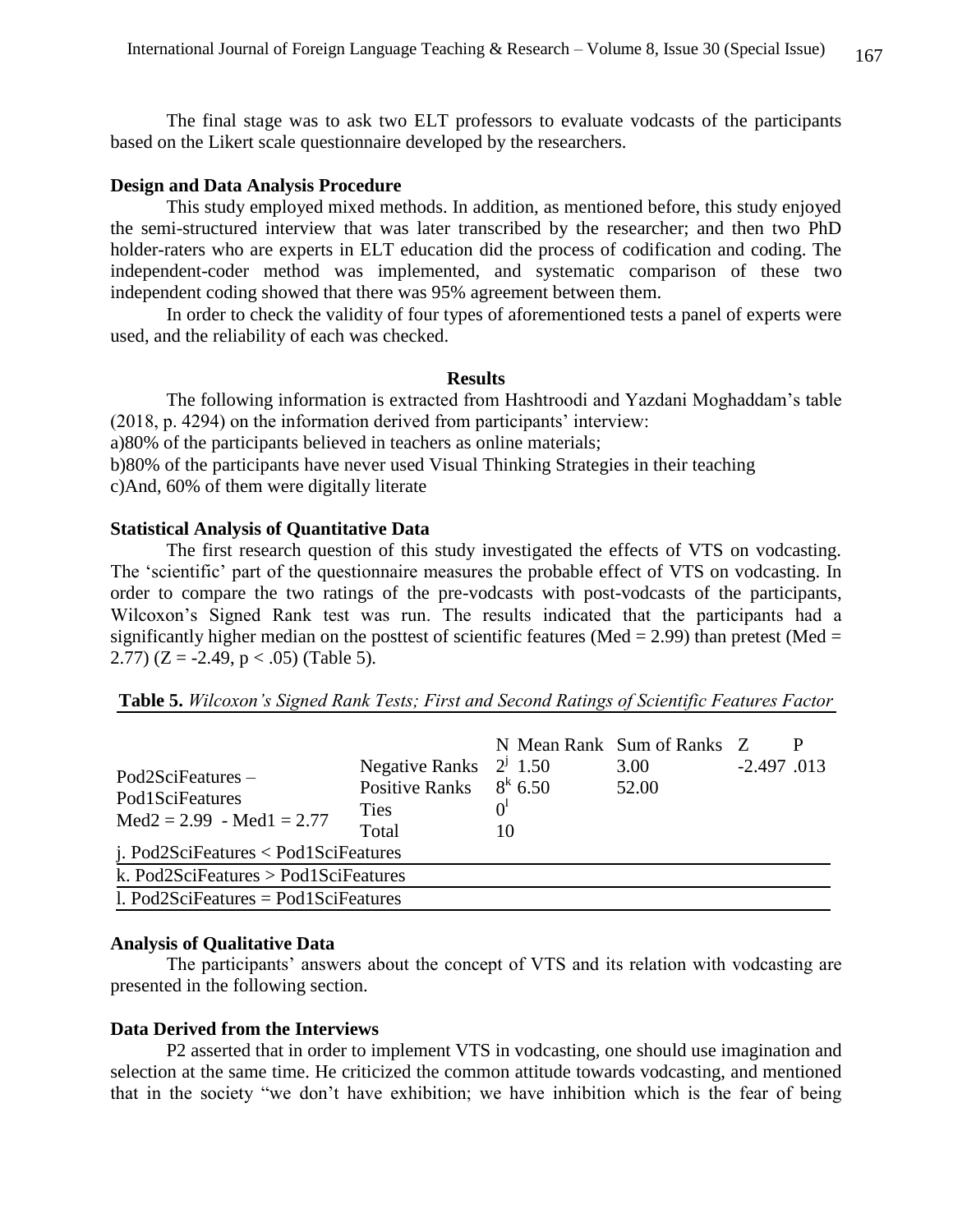The final stage was to ask two ELT professors to evaluate vodcasts of the participants based on the Likert scale questionnaire developed by the researchers.

**Design and Data Analysis Procedure**

This study employed mixed methods. In addition, as mentioned before, this study enjoyed the semi-structured interview that was later transcribed by the researcher; and then two PhD holder-raters who are experts in ELT education did the process of codification and coding. The independent-coder method was implemented, and systematic comparison of these two independent coding showed that there was 95% agreement between them.

In order to check the validity of four types of aforementioned tests a panel of experts were used, and the reliability of each was checked.

## Results

The following information is extracted from Hashtroodi and Yazdani Moghaddam's table (2018, p. 4294) on the information derived from participants' interview:

a)80% of the participants believed in teachers as online materials;

b)80% of the participants have never used Visual Thinking Strategies in their teaching

c)And, 60% of them were digitally literate

**Statistical Analysis of Quantitative Data**

The first research question of this study investigated the effects of VTS on vodcasting. The 'scientific' part of the questionnaire measures the probable effect of VTS on vodcasting. In order to compare the two ratings of the pre-vodcasts with post-vodcasts of the participants, Wilcoxon's Signed Rank test was run. The results indicated that the participants had a significantly higher median on the posttest of scientific features (Med = 2.99) than pretest (Med = 2.77) ($Z = -2.49$, $p < .05$) (Table 5).

**Table 5.** *Wilcoxon's Signed Rank Tests; First and Second Ratings of Scientific Features Factor*

| | | N | Mean Rank | Sum of Ranks | Z | P |
|---|---|---|---|---|---|---|
| Pod2SciFeatures – Pod1SciFeatures Med2 = 2.99 - Med1 = 2.77 | Negative Ranks | 2[j] | 1.50 | 3.00 | -2.497 | .013 |
| | Positive Ranks | 8[k] | 6.50 | 52.00 | | |
| | Ties | 0[l] | | | | |
| | Total | 10 | | | | |

j. Pod2SciFeatures < Pod1SciFeatures

k. Pod2SciFeatures > Pod1SciFeatures

l. Pod2SciFeatures = Pod1SciFeatures

**Analysis of Qualitative Data**

The participants' answers about the concept of VTS and its relation with vodcasting are presented in the following section.

**Data Derived from the Interviews**

P2 asserted that in order to implement VTS in vodcasting, one should use imagination and selection at the same time. He criticized the common attitude towards vodcasting, and mentioned that in the society "we don't have exhibition; we have inhibition which is the fear of being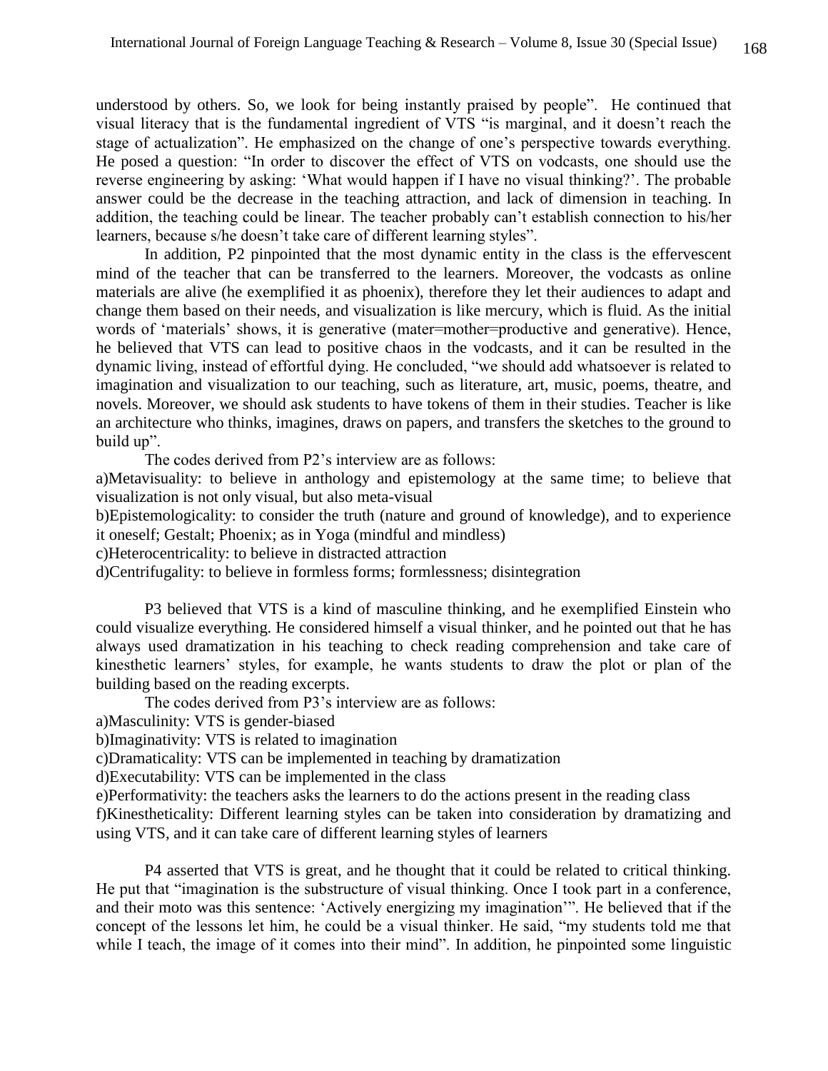understood by others. So, we look for being instantly praised by people". He continued that visual literacy that is the fundamental ingredient of VTS "is marginal, and it doesn't reach the stage of actualization". He emphasized on the change of one's perspective towards everything. He posed a question: "In order to discover the effect of VTS on vodcasts, one should use the reverse engineering by asking: 'What would happen if I have no visual thinking?'. The probable answer could be the decrease in the teaching attraction, and lack of dimension in teaching. In addition, the teaching could be linear. The teacher probably can't establish connection to his/her learners, because s/he doesn't take care of different learning styles".

In addition, P2 pinpointed that the most dynamic entity in the class is the effervescent mind of the teacher that can be transferred to the learners. Moreover, the vodcasts as online materials are alive (he exemplified it as phoenix), therefore they let their audiences to adapt and change them based on their needs, and visualization is like mercury, which is fluid. As the initial words of 'materials' shows, it is generative (mater=mother=productive and generative). Hence, he believed that VTS can lead to positive chaos in the vodcasts, and it can be resulted in the dynamic living, instead of effortful dying. He concluded, "we should add whatsoever is related to imagination and visualization to our teaching, such as literature, art, music, poems, theatre, and novels. Moreover, we should ask students to have tokens of them in their studies. Teacher is like an architecture who thinks, imagines, draws on papers, and transfers the sketches to the ground to build up".

The codes derived from P2's interview are as follows:

a)Metavisuality: to believe in anthology and epistemology at the same time; to believe that visualization is not only visual, but also meta-visual

b)Epistemologicality: to consider the truth (nature and ground of knowledge), and to experience it oneself; Gestalt; Phoenix; as in Yoga (mindful and mindless)

c)Heterocentricality: to believe in distracted attraction

d)Centrifugality: to believe in formless forms; formlessness; disintegration

P3 believed that VTS is a kind of masculine thinking, and he exemplified Einstein who could visualize everything. He considered himself a visual thinker, and he pointed out that he has always used dramatization in his teaching to check reading comprehension and take care of kinesthetic learners' styles, for example, he wants students to draw the plot or plan of the building based on the reading excerpts.

The codes derived from P3's interview are as follows:

a)Masculinity: VTS is gender-biased

b)Imaginativity: VTS is related to imagination

c)Dramaticality: VTS can be implemented in teaching by dramatization

d)Executability: VTS can be implemented in the class

e)Performativity: the teachers asks the learners to do the actions present in the reading class

f)Kinestheticality: Different learning styles can be taken into consideration by dramatizing and using VTS, and it can take care of different learning styles of learners

P4 asserted that VTS is great, and he thought that it could be related to critical thinking. He put that "imagination is the substructure of visual thinking. Once I took part in a conference, and their moto was this sentence: 'Actively energizing my imagination'". He believed that if the concept of the lessons let him, he could be a visual thinker. He said, "my students told me that while I teach, the image of it comes into their mind". In addition, he pinpointed some linguistic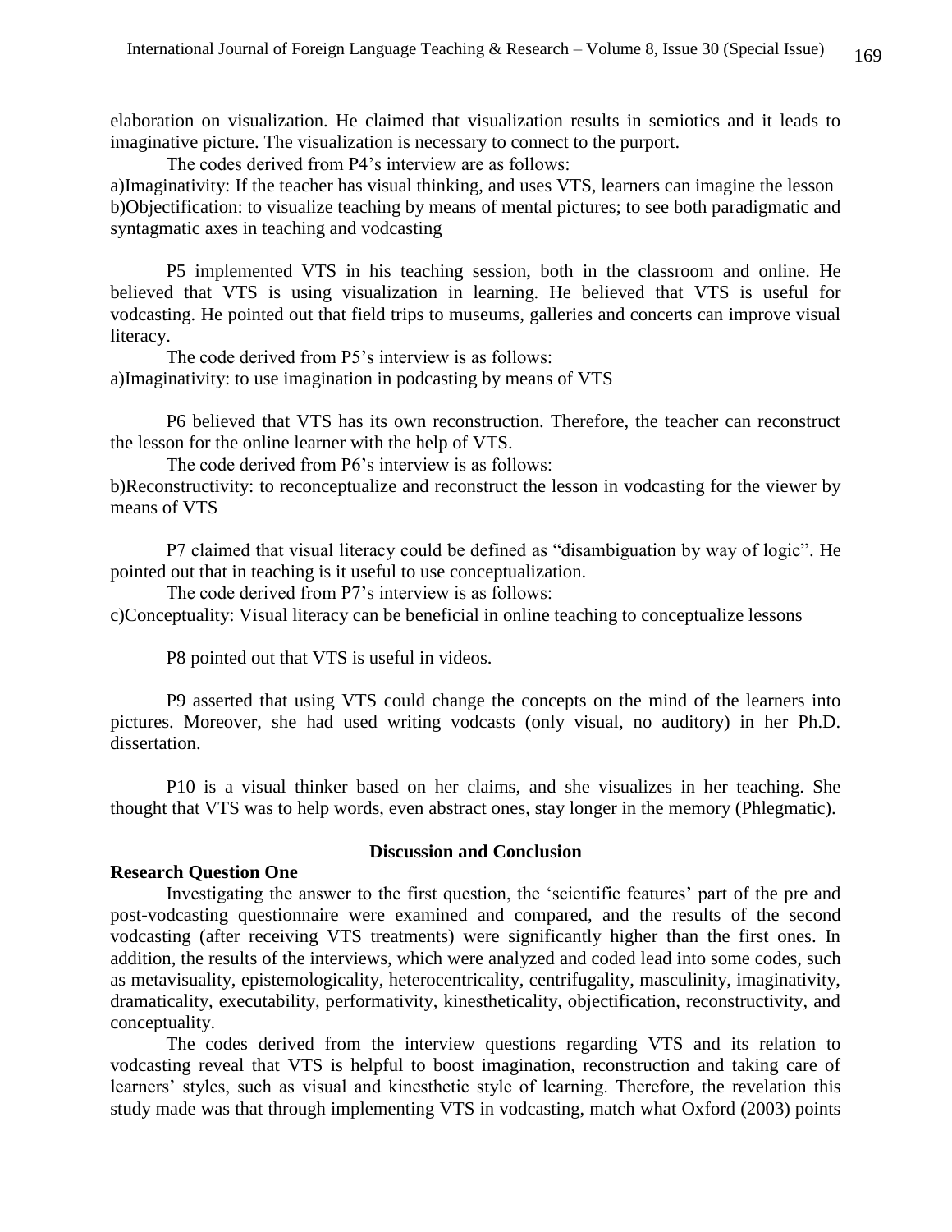elaboration on visualization. He claimed that visualization results in semiotics and it leads to imaginative picture. The visualization is necessary to connect to the purport.

The codes derived from P4's interview are as follows:

a)Imaginativity: If the teacher has visual thinking, and uses VTS, learners can imagine the lesson
b)Objectification: to visualize teaching by means of mental pictures; to see both paradigmatic and syntagmatic axes in teaching and vodcasting

P5 implemented VTS in his teaching session, both in the classroom and online. He believed that VTS is using visualization in learning. He believed that VTS is useful for vodcasting. He pointed out that field trips to museums, galleries and concerts can improve visual literacy.

The code derived from P5's interview is as follows:

a)Imaginativity: to use imagination in podcasting by means of VTS

P6 believed that VTS has its own reconstruction. Therefore, the teacher can reconstruct the lesson for the online learner with the help of VTS.

The code derived from P6's interview is as follows:

b)Reconstructivity: to reconceptualize and reconstruct the lesson in vodcasting for the viewer by means of VTS

P7 claimed that visual literacy could be defined as "disambiguation by way of logic". He pointed out that in teaching is it useful to use conceptualization.

The code derived from P7's interview is as follows:

c)Conceptuality: Visual literacy can be beneficial in online teaching to conceptualize lessons

P8 pointed out that VTS is useful in videos.

P9 asserted that using VTS could change the concepts on the mind of the learners into pictures. Moreover, she had used writing vodcasts (only visual, no auditory) in her Ph.D. dissertation.

P10 is a visual thinker based on her claims, and she visualizes in her teaching. She thought that VTS was to help words, even abstract ones, stay longer in the memory (Phlegmatic).

## Discussion and Conclusion

### Research Question One

Investigating the answer to the first question, the 'scientific features' part of the pre and post-vodcasting questionnaire were examined and compared, and the results of the second vodcasting (after receiving VTS treatments) were significantly higher than the first ones. In addition, the results of the interviews, which were analyzed and coded lead into some codes, such as metavisuality, epistemologicality, heterocentricality, centrifugality, masculinity, imaginativity, dramaticality, executability, performativity, kinestheticality, objectification, reconstructivity, and conceptuality.

The codes derived from the interview questions regarding VTS and its relation to vodcasting reveal that VTS is helpful to boost imagination, reconstruction and taking care of learners' styles, such as visual and kinesthetic style of learning. Therefore, the revelation this study made was that through implementing VTS in vodcasting, match what Oxford (2003) points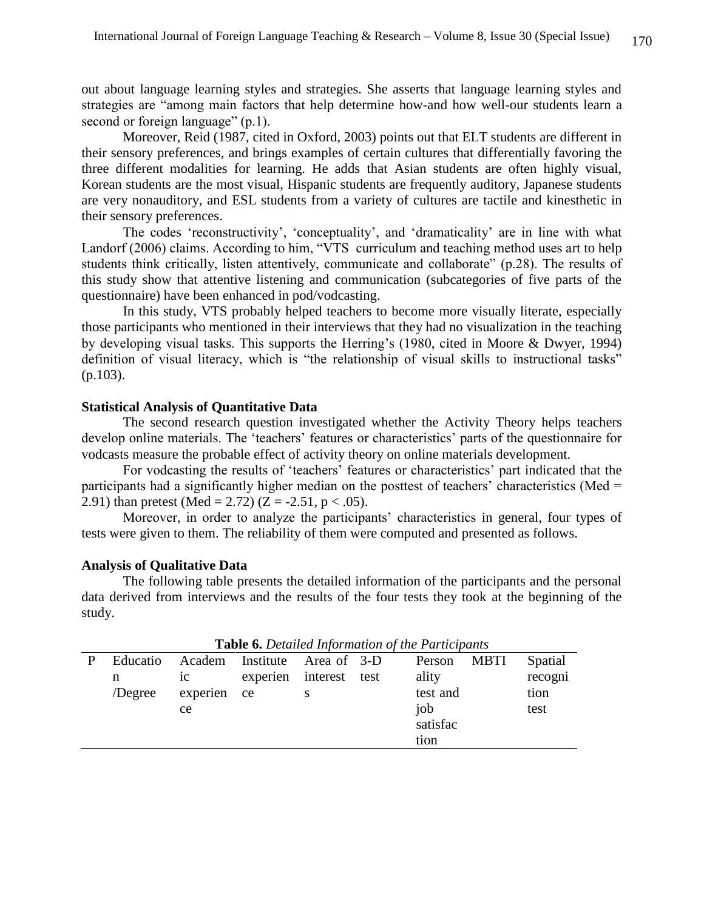out about language learning styles and strategies. She asserts that language learning styles and strategies are "among main factors that help determine how-and how well-our students learn a second or foreign language" (p.1).

Moreover, Reid (1987, cited in Oxford, 2003) points out that ELT students are different in their sensory preferences, and brings examples of certain cultures that differentially favoring the three different modalities for learning. He adds that Asian students are often highly visual, Korean students are the most visual, Hispanic students are frequently auditory, Japanese students are very nonauditory, and ESL students from a variety of cultures are tactile and kinesthetic in their sensory preferences.

The codes 'reconstructivity', 'conceptuality', and 'dramaticality' are in line with what Landorf (2006) claims. According to him, "VTS curriculum and teaching method uses art to help students think critically, listen attentively, communicate and collaborate" (p.28). The results of this study show that attentive listening and communication (subcategories of five parts of the questionnaire) have been enhanced in pod/vodcasting.

In this study, VTS probably helped teachers to become more visually literate, especially those participants who mentioned in their interviews that they had no visualization in the teaching by developing visual tasks. This supports the Herring's (1980, cited in Moore & Dwyer, 1994) definition of visual literacy, which is "the relationship of visual skills to instructional tasks" (p.103).

**Statistical Analysis of Quantitative Data**

The second research question investigated whether the Activity Theory helps teachers develop online materials. The 'teachers' features or characteristics' parts of the questionnaire for vodcasts measure the probable effect of activity theory on online materials development.

For vodcasting the results of 'teachers' features or characteristics' part indicated that the participants had a significantly higher median on the posttest of teachers' characteristics (Med = 2.91) than pretest (Med = 2.72) ($Z = -2.51$, $p < .05$).

Moreover, in order to analyze the participants' characteristics in general, four types of tests were given to them. The reliability of them were computed and presented as follows.

**Analysis of Qualitative Data**

The following table presents the detailed information of the participants and the personal data derived from interviews and the results of the four tests they took at the beginning of the study.

**Table 6.** *Detailed Information of the Participants*

| P | Education /Degree | Academic experience | Institute experiences | Area of interests | 3-D test | Personality test and job satisfaction | MBTI | Spatial recognition test |
|---|---|---|---|---|---|---|---|---|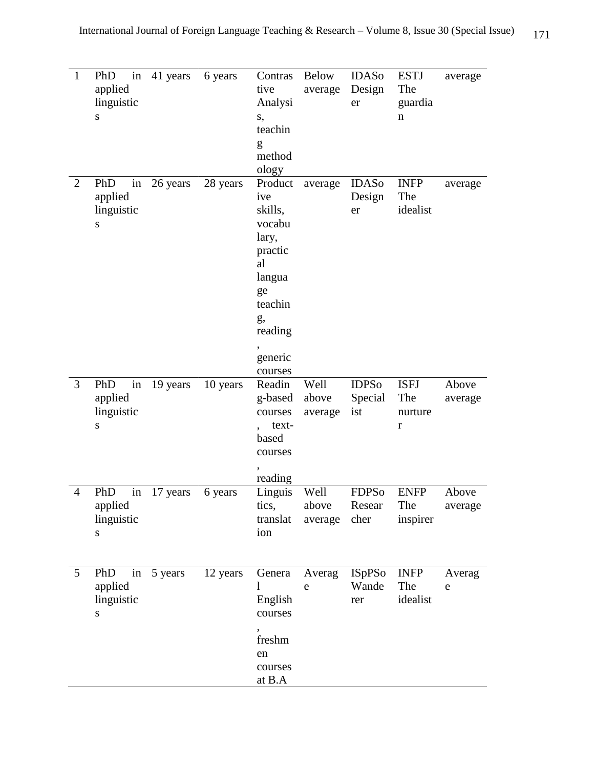| | | | | | | | | |
|---|---|---|---|---|---|---|---|---|
| 1 | PhD in applied linguistics | 41 years | 6 years | Contrastive Analysis, teaching methodology | Below average | IDASo Designer | ESTJ The guardian | average |
| 2 | PhD in applied linguistics | 26 years | 28 years | Productive skills, vocabulary, practical language teaching, reading, generic courses | average | IDASo Designer | INFP The idealist | average |
| 3 | PhD in applied linguistics | 19 years | 10 years | Reading-based courses, text-based courses, reading | Well above average | IDPSo Specialist | ISFJ The nurturer | Above average |
| 4 | PhD in applied linguistics | 17 years | 6 years | Linguistics, translation | Well above average | FDPSo Researcher | ENFP The inspirer | Above average |
| 5 | PhD in applied linguistics | 5 years | 12 years | General English courses, freshmen courses at B.A | Average | ISpPSo Wanderer | INFP The idealist | Average |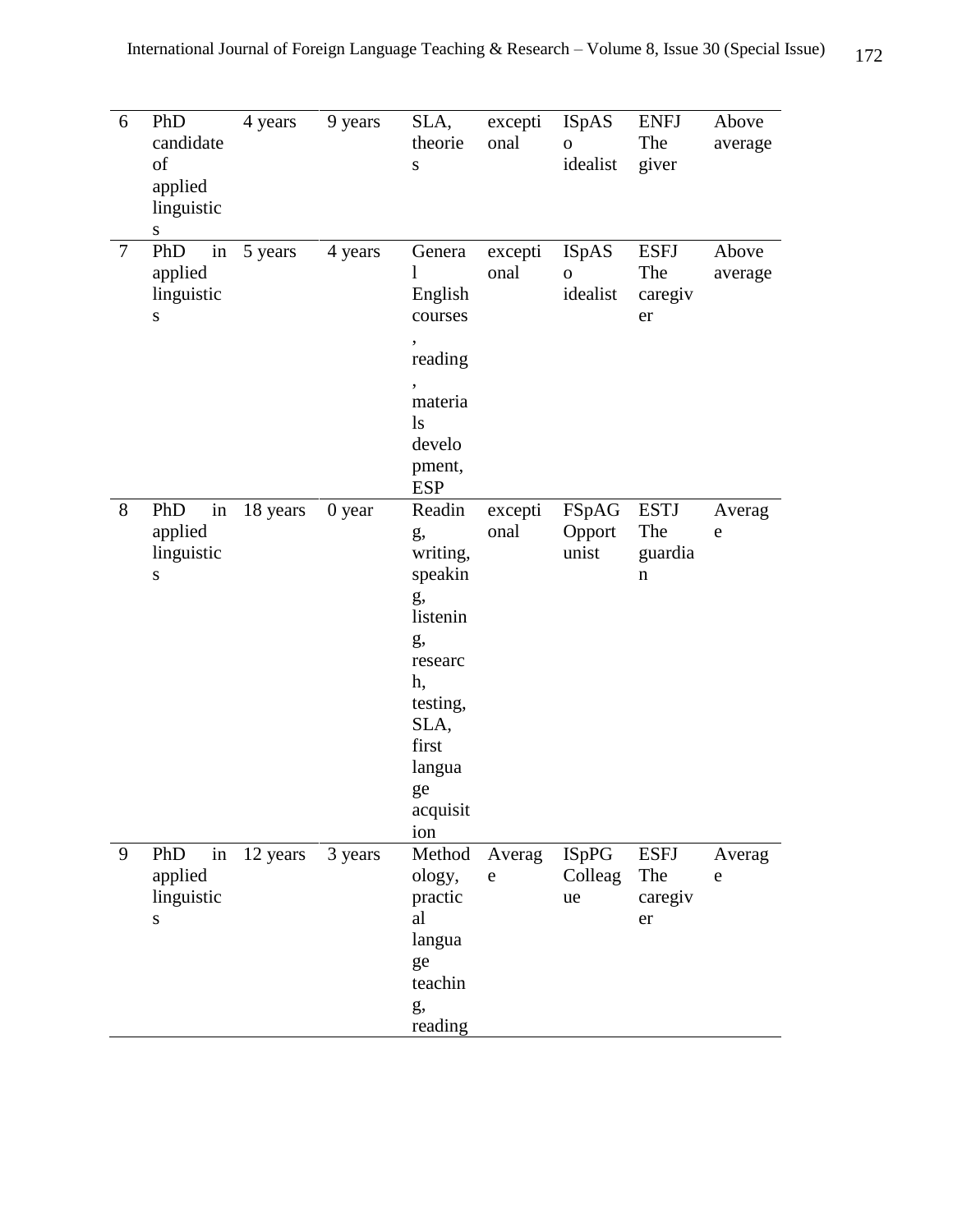| | | | | | | | | |
|---|---|---|---|---|---|---|---|---|
| 6 | PhD candidate of applied linguistics | 4 years | 9 years | SLA, theories | exceptional | ISpASo idealist | ENFJ The giver | Above average |
| 7 | PhD in applied linguistics | 5 years | 4 years | General English courses, reading, materials development, ESP | exceptional | ISpASo idealist | ESFJ The caregiver | Above average |
| 8 | PhD in applied linguistics | 18 years | 0 year | Reading, writing, speaking, listening, research, testing, SLA, first language acquisition | exceptional | FSpAG Opportunist | ESTJ The guardian | Average |
| 9 | PhD in applied linguistics | 12 years | 3 years | Methodology, practical language teaching, reading | Average | ISpPG Colleague | ESFJ The caregiver | Average |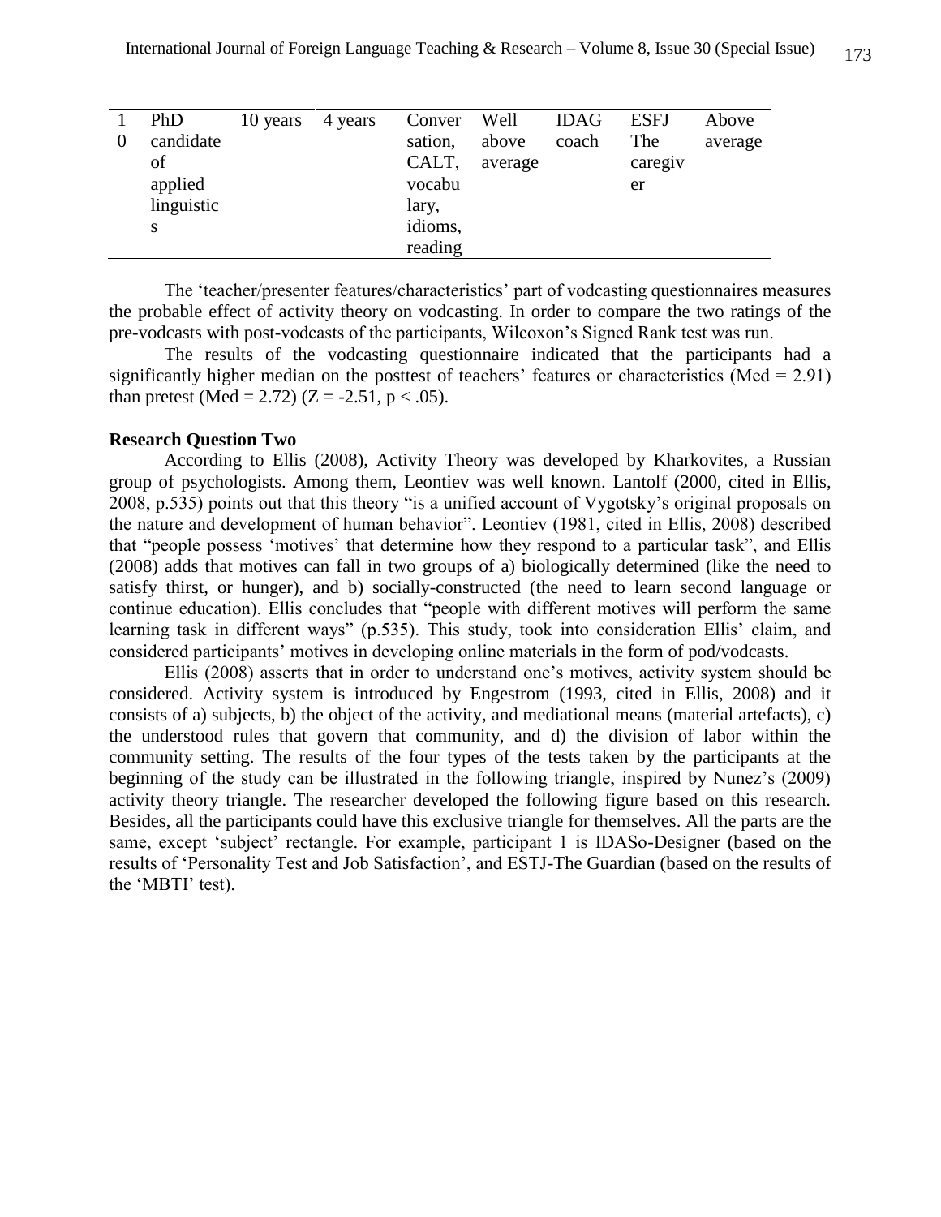| | | | | | | | | |
|---|---|---|---|---|---|---|---|---|
| 10 | PhD candidate of applied linguistics | 10 years | 4 years | Conversation, CALT, vocabulary, idioms, reading | Well above average | IDAG coach | ESFJ The caregiver | Above average |

The 'teacher/presenter features/characteristics' part of vodcasting questionnaires measures the probable effect of activity theory on vodcasting. In order to compare the two ratings of the pre-vodcasts with post-vodcasts of the participants, Wilcoxon's Signed Rank test was run.

The results of the vodcasting questionnaire indicated that the participants had a significantly higher median on the posttest of teachers' features or characteristics (Med = 2.91) than pretest (Med = 2.72) ($Z = -2.51$, $p < .05$).

**Research Question Two**

According to Ellis (2008), Activity Theory was developed by Kharkovites, a Russian group of psychologists. Among them, Leontiev was well known. Lantolf (2000, cited in Ellis, 2008, p.535) points out that this theory "is a unified account of Vygotsky's original proposals on the nature and development of human behavior". Leontiev (1981, cited in Ellis, 2008) described that "people possess 'motives' that determine how they respond to a particular task", and Ellis (2008) adds that motives can fall in two groups of a) biologically determined (like the need to satisfy thirst, or hunger), and b) socially-constructed (the need to learn second language or continue education). Ellis concludes that "people with different motives will perform the same learning task in different ways" (p.535). This study, took into consideration Ellis' claim, and considered participants' motives in developing online materials in the form of pod/vodcasts.

Ellis (2008) asserts that in order to understand one's motives, activity system should be considered. Activity system is introduced by Engestrom (1993, cited in Ellis, 2008) and it consists of a) subjects, b) the object of the activity, and mediational means (material artefacts), c) the understood rules that govern that community, and d) the division of labor within the community setting. The results of the four types of the tests taken by the participants at the beginning of the study can be illustrated in the following triangle, inspired by Nunez's (2009) activity theory triangle. The researcher developed the following figure based on this research. Besides, all the participants could have this exclusive triangle for themselves. All the parts are the same, except 'subject' rectangle. For example, participant 1 is IDASo-Designer (based on the results of 'Personality Test and Job Satisfaction', and ESTJ-The Guardian (based on the results of the 'MBTI' test).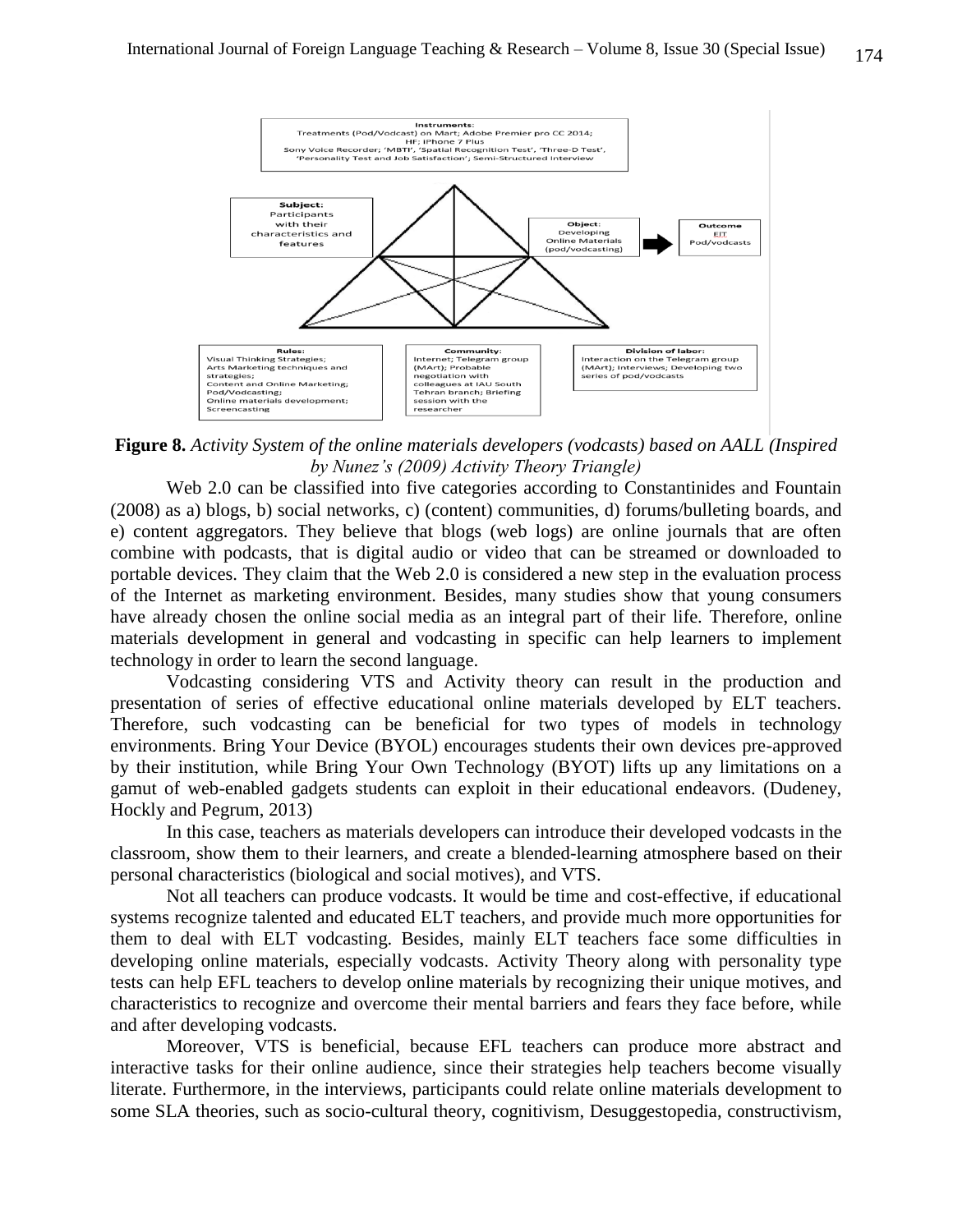Instruments:
Treatments (Pod/Vodcast) on Mart; Adobe Premier pro CC 2014;
HF; IPhone 7 Plus
Sony Voice Recorder; 'MBTI', 'Spatial Recognition Test', 'Three-D Test',
'Personality Test and Job Satisfaction'; Semi-Structured Interview

Subject:
Participants with their characteristics and features

Object:
Developing Online Materials (pod/vodcasting)

Outcome
EIT
Pod/vodcasts

Rules:
Visual Thinking Strategies;
Arts Marketing techniques and strategies;
Content and Online Marketing;
Pod/Vodcasting;
Online materials development;
Screencasting

Community:
Internet; Telegram group (MArt); Probable negotiation with colleagues at IAU South Tehran branch; Briefing session with the researcher

Division of labor:
Interaction on the Telegram group (MArt); Interviews; Developing two series of pod/vodcasts

**Figure 8.** *Activity System of the online materials developers (vodcasts) based on AALL (Inspired by Nunez's (2009) Activity Theory Triangle)*

Web 2.0 can be classified into five categories according to Constantinides and Fountain (2008) as a) blogs, b) social networks, c) (content) communities, d) forums/bulleting boards, and e) content aggregators. They believe that blogs (web logs) are online journals that are often combine with podcasts, that is digital audio or video that can be streamed or downloaded to portable devices. They claim that the Web 2.0 is considered a new step in the evaluation process of the Internet as marketing environment. Besides, many studies show that young consumers have already chosen the online social media as an integral part of their life. Therefore, online materials development in general and vodcasting in specific can help learners to implement technology in order to learn the second language.

Vodcasting considering VTS and Activity theory can result in the production and presentation of series of effective educational online materials developed by ELT teachers. Therefore, such vodcasting can be beneficial for two types of models in technology environments. Bring Your Device (BYOL) encourages students their own devices pre-approved by their institution, while Bring Your Own Technology (BYOT) lifts up any limitations on a gamut of web-enabled gadgets students can exploit in their educational endeavors. (Dudeney, Hockly and Pegrum, 2013)

In this case, teachers as materials developers can introduce their developed vodcasts in the classroom, show them to their learners, and create a blended-learning atmosphere based on their personal characteristics (biological and social motives), and VTS.

Not all teachers can produce vodcasts. It would be time and cost-effective, if educational systems recognize talented and educated ELT teachers, and provide much more opportunities for them to deal with ELT vodcasting. Besides, mainly ELT teachers face some difficulties in developing online materials, especially vodcasts. Activity Theory along with personality type tests can help EFL teachers to develop online materials by recognizing their unique motives, and characteristics to recognize and overcome their mental barriers and fears they face before, while and after developing vodcasts.

Moreover, VTS is beneficial, because EFL teachers can produce more abstract and interactive tasks for their online audience, since their strategies help teachers become visually literate. Furthermore, in the interviews, participants could relate online materials development to some SLA theories, such as socio-cultural theory, cognitivism, Desuggestopedia, constructivism,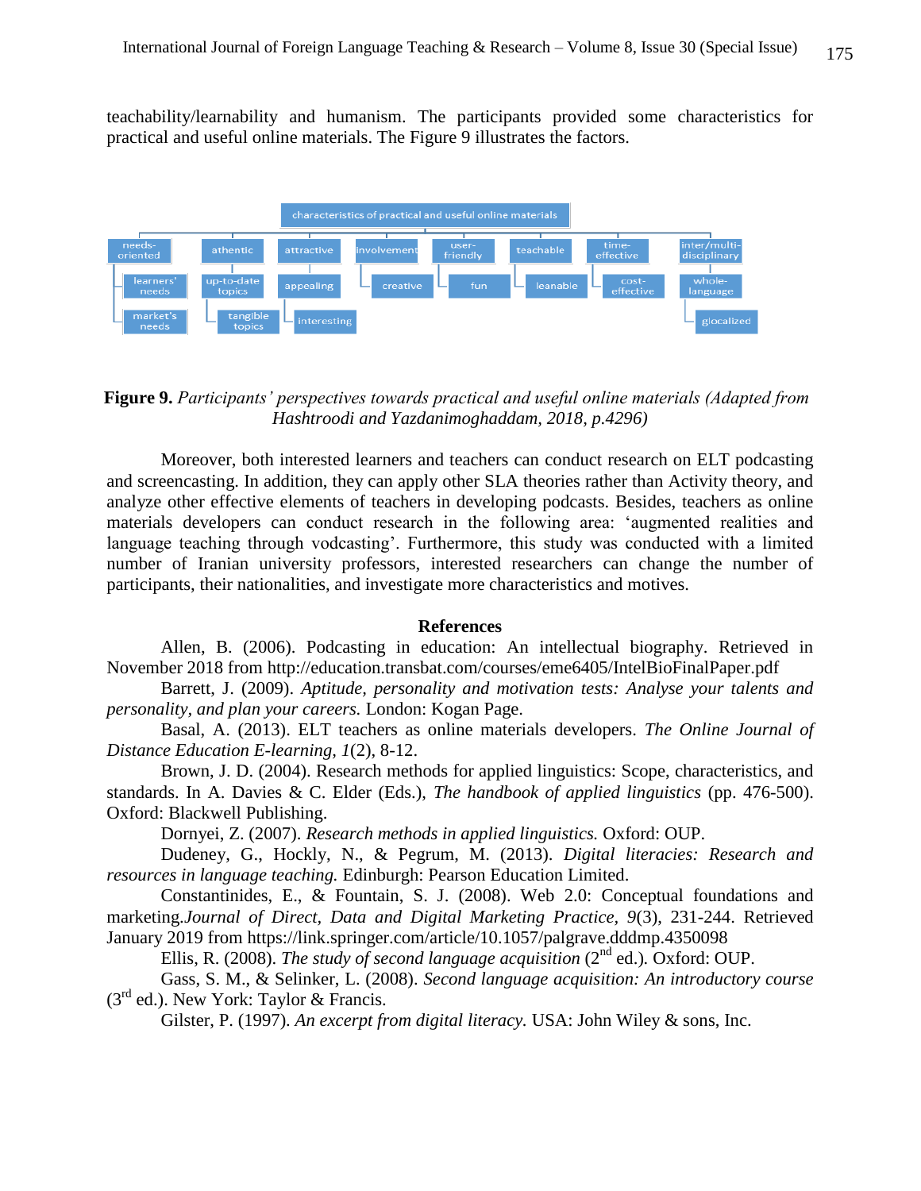teachability/learnability and humanism. The participants provided some characteristics for practical and useful online materials. The Figure 9 illustrates the factors.

characteristics of practical and useful online materials

needs-oriented
learners' needs
market's needs

athentic
up-to-date topics
tangible topics

attractive
appealing
interesting

involvement
creative

user-friendly
fun

teachable
leanable

time-effective
cost-effective

inter/multi-disciplinary
whole-language
glocalized

**Figure 9.** *Participants' perspectives towards practical and useful online materials (Adapted from Hashtroodi and Yazdanimoghaddam, 2018, p.4296)*

Moreover, both interested learners and teachers can conduct research on ELT podcasting and screencasting. In addition, they can apply other SLA theories rather than Activity theory, and analyze other effective elements of teachers in developing podcasts. Besides, teachers as online materials developers can conduct research in the following area: 'augmented realities and language teaching through vodcasting'. Furthermore, this study was conducted with a limited number of Iranian university professors, interested researchers can change the number of participants, their nationalities, and investigate more characteristics and motives.

## References

Allen, B. (2006). Podcasting in education: An intellectual biography. Retrieved in November 2018 from http://education.transbat.com/courses/eme6405/IntelBioFinalPaper.pdf

Barrett, J. (2009). *Aptitude, personality and motivation tests: Analyse your talents and personality, and plan your careers.* London: Kogan Page.

Basal, A. (2013). ELT teachers as online materials developers. *The Online Journal of Distance Education E-learning, 1*(2), 8-12.

Brown, J. D. (2004). Research methods for applied linguistics: Scope, characteristics, and standards. In A. Davies & C. Elder (Eds.), *The handbook of applied linguistics* (pp. 476-500). Oxford: Blackwell Publishing.

Dornyei, Z. (2007). *Research methods in applied linguistics.* Oxford: OUP.

Dudeney, G., Hockly, N., & Pegrum, M. (2013). *Digital literacies: Research and resources in language teaching.* Edinburgh: Pearson Education Limited.

Constantinides, E., & Fountain, S. J. (2008). Web 2.0: Conceptual foundations and marketing.*Journal of Direct, Data and Digital Marketing Practice, 9*(3), 231-244. Retrieved January 2019 from https://link.springer.com/article/10.1057/palgrave.dddmp.4350098

Ellis, R. (2008). *The study of second language acquisition* (2nd ed.). Oxford: OUP.

Gass, S. M., & Selinker, L. (2008). *Second language acquisition: An introductory course* (3rd ed.). New York: Taylor & Francis.

Gilster, P. (1997). *An excerpt from digital literacy.* USA: John Wiley & sons, Inc.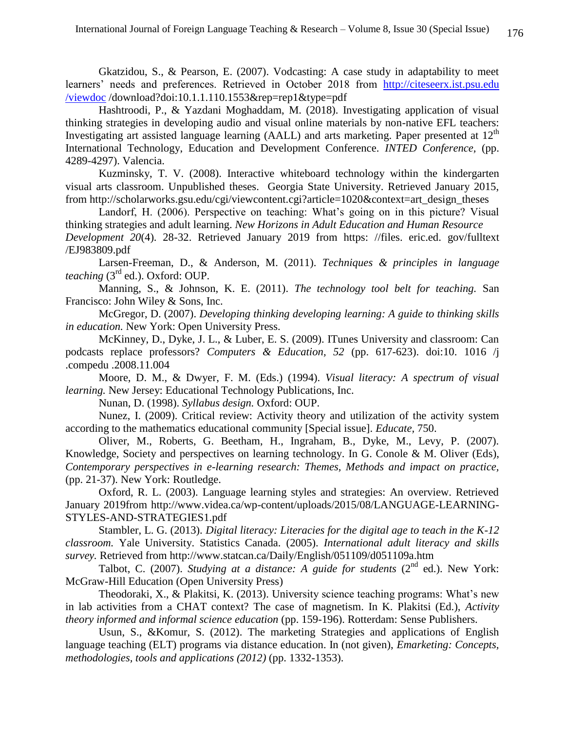Gkatzidou, S., & Pearson, E. (2007). Vodcasting: A case study in adaptability to meet learners' needs and preferences. Retrieved in October 2018 from http://citeseerx.ist.psu.edu /viewdoc /download?doi:10.1.1.110.1553&rep=rep1&type=pdf

Hashtroodi, P., & Yazdani Moghaddam, M. (2018). Investigating application of visual thinking strategies in developing audio and visual online materials by non-native EFL teachers: Investigating art assisted language learning (AALL) and arts marketing. Paper presented at 12th International Technology, Education and Development Conference. *INTED Conference,* (pp. 4289-4297). Valencia.

Kuzminsky, T. V. (2008). Interactive whiteboard technology within the kindergarten visual arts classroom. Unpublished theses. Georgia State University. Retrieved January 2015, from http://scholarworks.gsu.edu/cgi/viewcontent.cgi?article=1020&context=art_design_theses

Landorf, H. (2006). Perspective on teaching: What's going on in this picture? Visual thinking strategies and adult learning. *New Horizons in Adult Education and Human Resource Development 20*(4). 28-32. Retrieved January 2019 from https: //files. eric.ed. gov/fulltext /EJ983809.pdf

Larsen-Freeman, D., & Anderson, M. (2011). *Techniques & principles in language teaching* (3rd ed.). Oxford: OUP.

Manning, S., & Johnson, K. E. (2011). *The technology tool belt for teaching.* San Francisco: John Wiley & Sons, Inc.

McGregor, D. (2007). *Developing thinking developing learning: A guide to thinking skills in education.* New York: Open University Press.

McKinney, D., Dyke, J. L., & Luber, E. S. (2009). ITunes University and classroom: Can podcasts replace professors? *Computers & Education, 52* (pp. 617-623). doi:10. 1016 /j .compedu .2008.11.004

Moore, D. M., & Dwyer, F. M. (Eds.) (1994). *Visual literacy: A spectrum of visual learning.* New Jersey: Educational Technology Publications, Inc.

Nunan, D. (1998). *Syllabus design.* Oxford: OUP.

Nunez, I. (2009). Critical review: Activity theory and utilization of the activity system according to the mathematics educational community [Special issue]. *Educate,* 750.

Oliver, M., Roberts, G. Beetham, H., Ingraham, B., Dyke, M., Levy, P. (2007). Knowledge, Society and perspectives on learning technology. In G. Conole & M. Oliver (Eds), *Contemporary perspectives in e-learning research: Themes, Methods and impact on practice,* (pp. 21-37). New York: Routledge.

Oxford, R. L. (2003). Language learning styles and strategies: An overview. Retrieved January 2019from http://www.videa.ca/wp-content/uploads/2015/08/LANGUAGE-LEARNING-STYLES-AND-STRATEGIES1.pdf

Stambler, L. G. (2013). *Digital literacy: Literacies for the digital age to teach in the K-12 classroom.* Yale University. Statistics Canada. (2005). *International adult literacy and skills survey.* Retrieved from http://www.statcan.ca/Daily/English/051109/d051109a.htm

Talbot, C. (2007). *Studying at a distance: A guide for students* (2nd ed.). New York: McGraw-Hill Education (Open University Press)

Theodoraki, X., & Plakitsi, K. (2013). University science teaching programs: What's new in lab activities from a CHAT context? The case of magnetism. In K. Plakitsi (Ed.), *Activity theory informed and informal science education* (pp. 159-196). Rotterdam: Sense Publishers.

Usun, S., &Komur, S. (2012). The marketing Strategies and applications of English language teaching (ELT) programs via distance education. In (not given), *Emarketing: Concepts, methodologies, tools and applications (2012)* (pp. 1332-1353).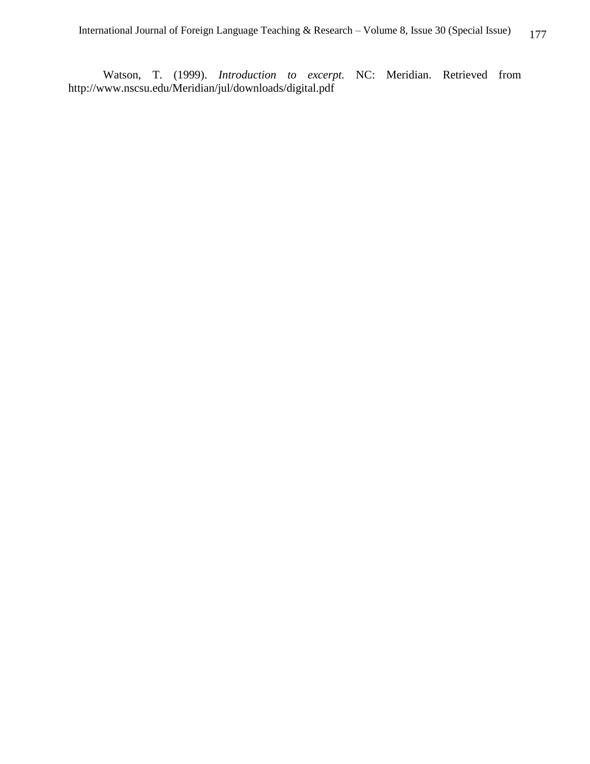Watson, T. (1999). *Introduction to excerpt.* NC: Meridian. Retrieved from http://www.nscsu.edu/Meridian/jul/downloads/digital.pdf